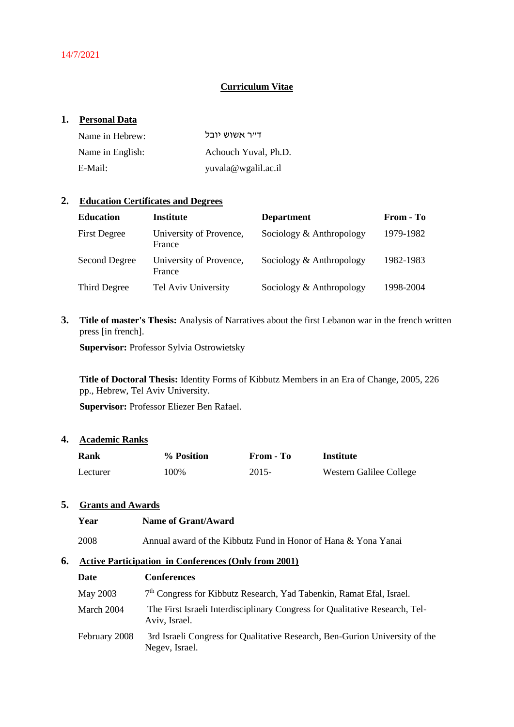14/7/2021

# Curriculum Vitae

## 1. Personal Data

| | |
|---|---|
| Name in Hebrew: | ד"ר אשוש יובל |
| Name in English: | Achouch Yuval, Ph.D. |
| E-Mail: | yuvala@wgalil.ac.il |

## 2. Education Certificates and Degrees

| Education | Institute | Department | From - To |
|---|---|---|---|
| First Degree | University of Provence, France | Sociology & Anthropology | 1979-1982 |
| Second Degree | University of Provence, France | Sociology & Anthropology | 1982-1983 |
| Third Degree | Tel Aviv University | Sociology & Anthropology | 1998-2004 |

## 3. **Title of master's Thesis:** Analysis of Narratives about the first Lebanon war in the french written press [in french].

**Supervisor:** Professor Sylvia Ostrowietsky

**Title of Doctoral Thesis:** Identity Forms of Kibbutz Members in an Era of Change, 2005, 226 pp., Hebrew, Tel Aviv University.

**Supervisor:** Professor Eliezer Ben Rafael.

## 4. Academic Ranks

| Rank | % Position | From - To | Institute |
|---|---|---|---|
| Lecturer | 100% | 2015- | Western Galilee College |

## 5. Grants and Awards

| Year | Name of Grant/Award |
|---|---|
| 2008 | Annual award of the Kibbutz Fund in Honor of Hana & Yona Yanai |

## 6. Active Participation in Conferences (Only from 2001)

| Date | Conferences |
|---|---|
| May 2003 | 7th Congress for Kibbutz Research, Yad Tabenkin, Ramat Efal, Israel. |
| March 2004 | The First Israeli Interdisciplinary Congress for Qualitative Research, Tel-Aviv, Israel. |
| February 2008 | 3rd Israeli Congress for Qualitative Research, Ben-Gurion University of the Negev, Israel. |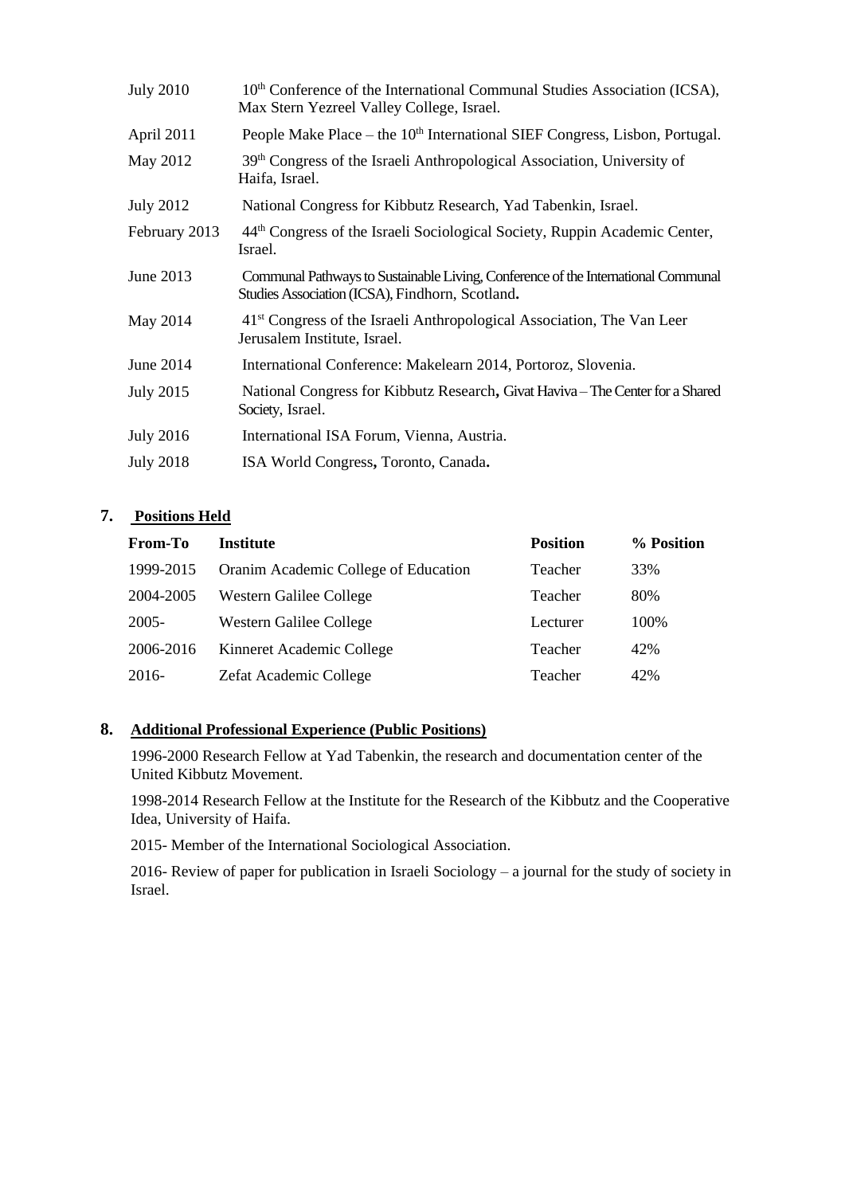| | |
|---|---|
| July 2010 | 10th Conference of the International Communal Studies Association (ICSA), Max Stern Yezreel Valley College, Israel. |
| April 2011 | People Make Place – the 10th International SIEF Congress, Lisbon, Portugal. |
| May 2012 | 39th Congress of the Israeli Anthropological Association, University of Haifa, Israel. |
| July 2012 | National Congress for Kibbutz Research, Yad Tabenkin, Israel. |
| February 2013 | 44th Congress of the Israeli Sociological Society, Ruppin Academic Center, Israel. |
| June 2013 | Communal Pathways to Sustainable Living, Conference of the International Communal Studies Association (ICSA), Findhorn, Scotland. |
| May 2014 | 41st Congress of the Israeli Anthropological Association, The Van Leer Jerusalem Institute, Israel. |
| June 2014 | International Conference: Makelearn 2014, Portoroz, Slovenia. |
| July 2015 | National Congress for Kibbutz Research, Givat Haviva – The Center for a Shared Society, Israel. |
| July 2016 | International ISA Forum, Vienna, Austria. |
| July 2018 | ISA World Congress, Toronto, Canada. |

## 7. Positions Held

| From-To | Institute | Position | % Position |
|---|---|---|---|
| 1999-2015 | Oranim Academic College of Education | Teacher | 33% |
| 2004-2005 | Western Galilee College | Teacher | 80% |
| 2005- | Western Galilee College | Lecturer | 100% |
| 2006-2016 | Kinneret Academic College | Teacher | 42% |
| 2016- | Zefat Academic College | Teacher | 42% |

## 8. Additional Professional Experience (Public Positions)

1996-2000 Research Fellow at Yad Tabenkin, the research and documentation center of the United Kibbutz Movement.

1998-2014 Research Fellow at the Institute for the Research of the Kibbutz and the Cooperative Idea, University of Haifa.

2015- Member of the International Sociological Association.

2016- Review of paper for publication in Israeli Sociology – a journal for the study of society in Israel.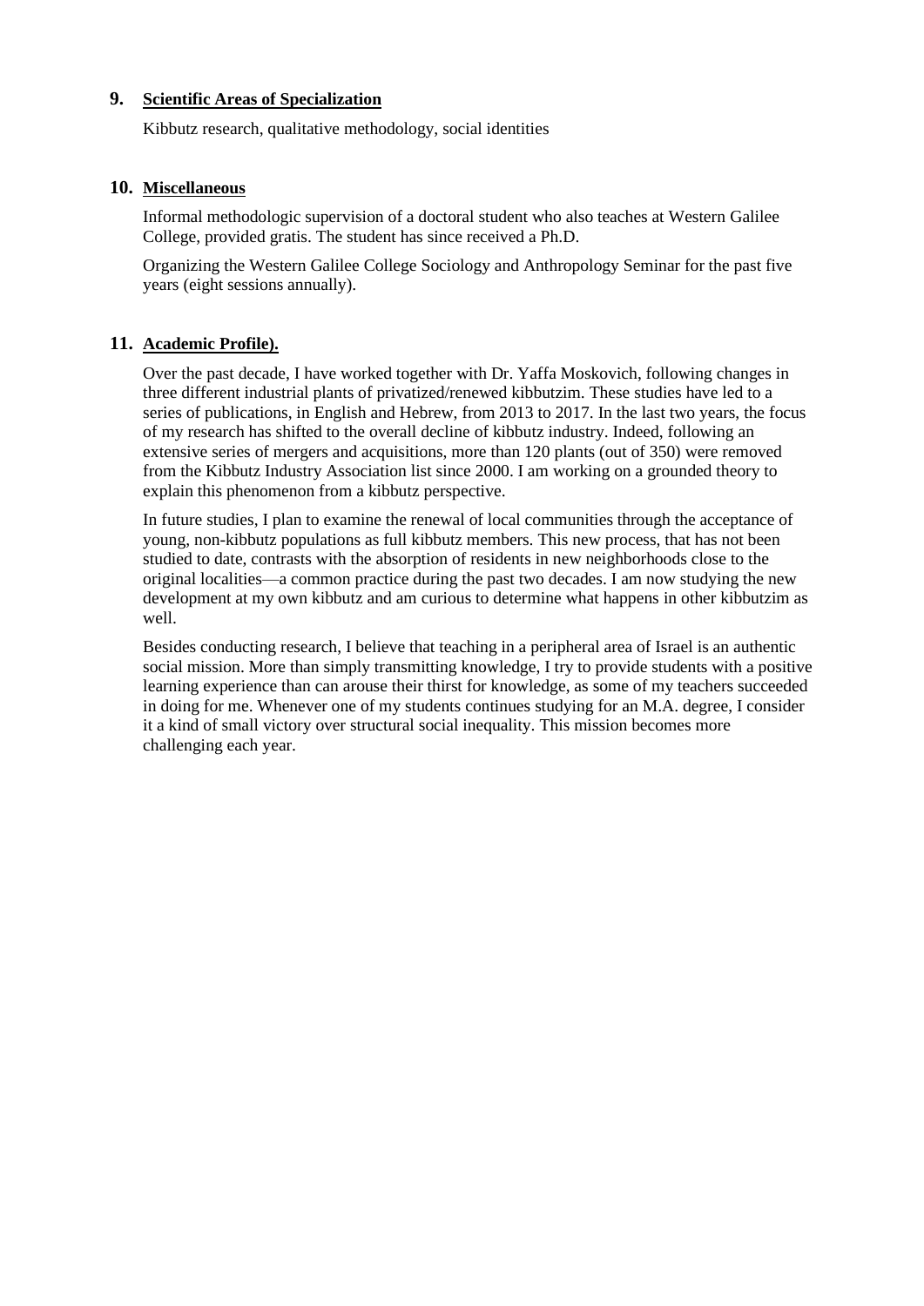## 9. Scientific Areas of Specialization

Kibbutz research, qualitative methodology, social identities

## 10. Miscellaneous

Informal methodologic supervision of a doctoral student who also teaches at Western Galilee College, provided gratis. The student has since received a Ph.D.

Organizing the Western Galilee College Sociology and Anthropology Seminar for the past five years (eight sessions annually).

## 11. Academic Profile).

Over the past decade, I have worked together with Dr. Yaffa Moskovich, following changes in three different industrial plants of privatized/renewed kibbutzim. These studies have led to a series of publications, in English and Hebrew, from 2013 to 2017. In the last two years, the focus of my research has shifted to the overall decline of kibbutz industry. Indeed, following an extensive series of mergers and acquisitions, more than 120 plants (out of 350) were removed from the Kibbutz Industry Association list since 2000. I am working on a grounded theory to explain this phenomenon from a kibbutz perspective.

In future studies, I plan to examine the renewal of local communities through the acceptance of young, non-kibbutz populations as full kibbutz members. This new process, that has not been studied to date, contrasts with the absorption of residents in new neighborhoods close to the original localities—a common practice during the past two decades. I am now studying the new development at my own kibbutz and am curious to determine what happens in other kibbutzim as well.

Besides conducting research, I believe that teaching in a peripheral area of Israel is an authentic social mission. More than simply transmitting knowledge, I try to provide students with a positive learning experience than can arouse their thirst for knowledge, as some of my teachers succeeded in doing for me. Whenever one of my students continues studying for an M.A. degree, I consider it a kind of small victory over structural social inequality. This mission becomes more challenging each year.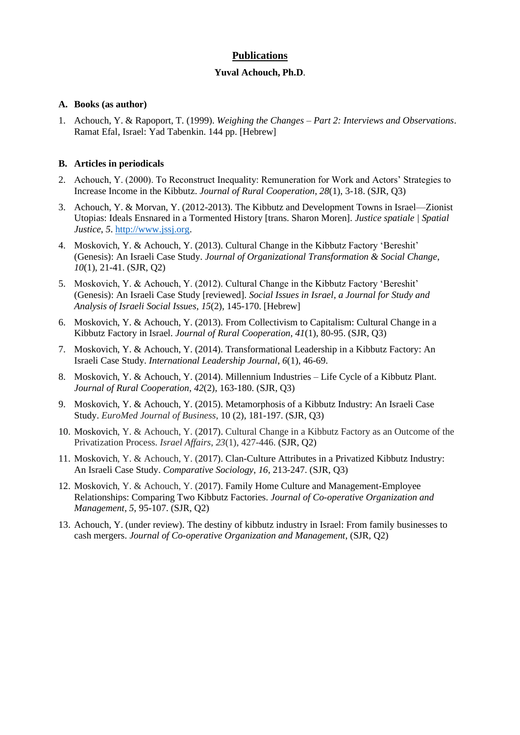# Publications

**Yuval Achouch, Ph.D**.

## A. Books (as author)

1. Achouch, Y. & Rapoport, T. (1999). *Weighing the Changes – Part 2: Interviews and Observations*. Ramat Efal, Israel: Yad Tabenkin. 144 pp. [Hebrew]

## B. Articles in periodicals

2. Achouch, Y. (2000). To Reconstruct Inequality: Remuneration for Work and Actors' Strategies to Increase Income in the Kibbutz. *Journal of Rural Cooperation*, *28*(1), 3-18. (SJR, Q3)
3. Achouch, Y. & Morvan, Y. (2012-2013). The Kibbutz and Development Towns in Israel—Zionist Utopias: Ideals Ensnared in a Tormented History [trans. Sharon Moren]. *Justice spatiale | Spatial Justice*, *5*. http://www.jssj.org.
4. Moskovich, Y. & Achouch, Y. (2013). Cultural Change in the Kibbutz Factory 'Bereshit' (Genesis): An Israeli Case Study. *Journal of Organizational Transformation & Social Change*, *10*(1), 21-41. (SJR, Q2)
5. Moskovich, Y. & Achouch, Y. (2012). Cultural Change in the Kibbutz Factory 'Bereshit' (Genesis): An Israeli Case Study [reviewed]. *Social Issues in Israel*, *a Journal for Study and Analysis of Israeli Social Issues*, *15*(2), 145-170. [Hebrew]
6. Moskovich, Y. & Achouch, Y. (2013). From Collectivism to Capitalism: Cultural Change in a Kibbutz Factory in Israel. *Journal of Rural Cooperation*, *41*(1), 80-95. (SJR, Q3)
7. Moskovich, Y. & Achouch, Y. (2014). Transformational Leadership in a Kibbutz Factory: An Israeli Case Study. *International Leadership Journal*, *6*(1), 46-69.
8. Moskovich, Y. & Achouch, Y. (2014). Millennium Industries – Life Cycle of a Kibbutz Plant. *Journal of Rural Cooperation*, *42*(2), 163-180. (SJR, Q3)
9. Moskovich, Y. & Achouch, Y. (2015). Metamorphosis of a Kibbutz Industry: An Israeli Case Study. *EuroMed Journal of Business*, 10 (2), 181-197. (SJR, Q3)
10. Moskovich, Y. & Achouch, Y. (2017). Cultural Change in a Kibbutz Factory as an Outcome of the Privatization Process. *Israel Affairs*, *23*(1), 427-446. (SJR, Q2)
11. Moskovich, Y. & Achouch, Y. (2017). Clan-Culture Attributes in a Privatized Kibbutz Industry: An Israeli Case Study. *Comparative Sociology*, *16*, 213-247. (SJR, Q3)
12. Moskovich, Y. & Achouch, Y. (2017). Family Home Culture and Management-Employee Relationships: Comparing Two Kibbutz Factories. *Journal of Co-operative Organization and Management*, *5*, 95-107. (SJR, Q2)
13. Achouch, Y. (under review). The destiny of kibbutz industry in Israel: From family businesses to cash mergers. *Journal of Co-operative Organization and Management*, (SJR, Q2)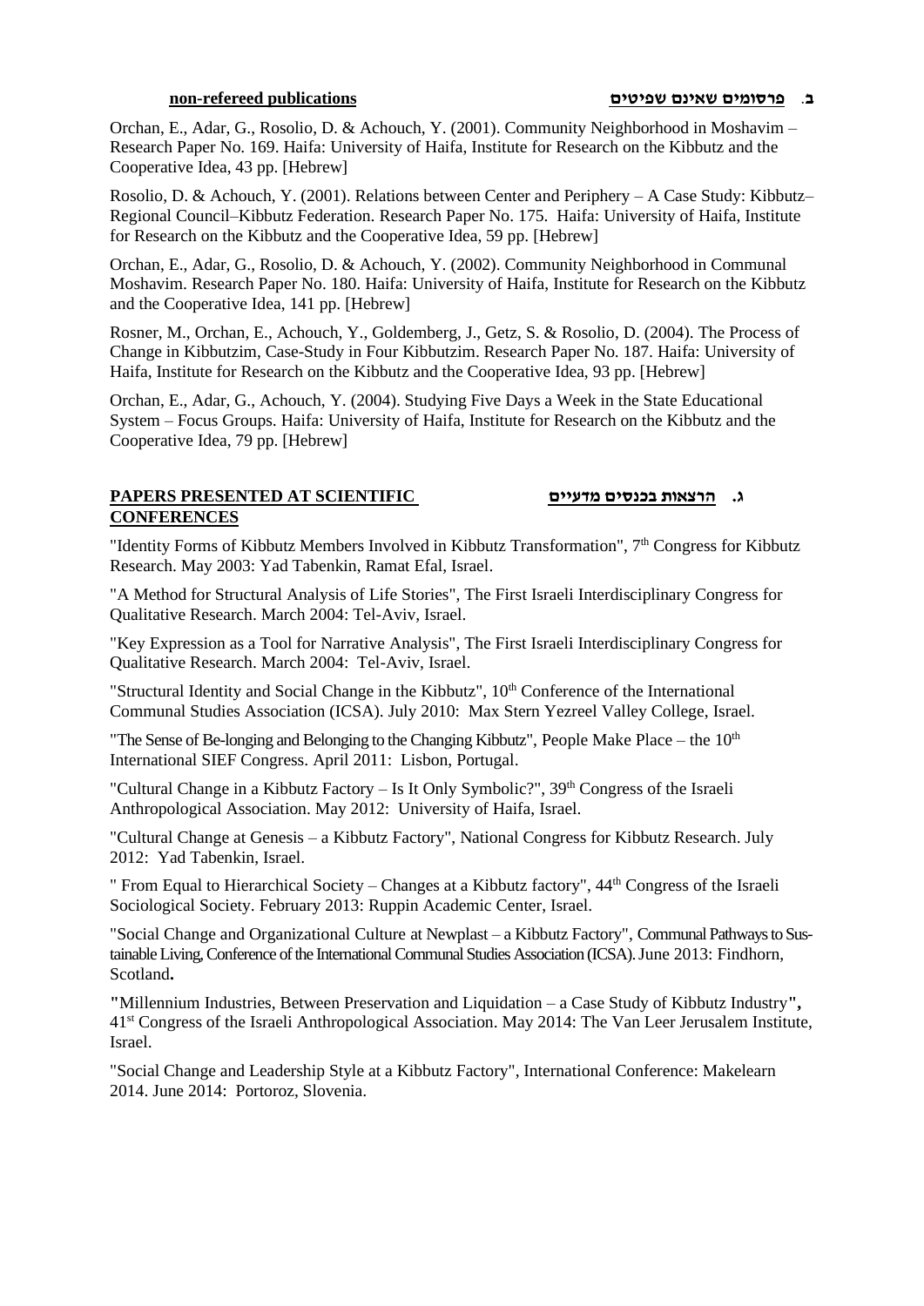### non-refereed publications ב. פרסומים שאינם שפיטים

Orchan, E., Adar, G., Rosolio, D. & Achouch, Y. (2001). Community Neighborhood in Moshavim – Research Paper No. 169. Haifa: University of Haifa, Institute for Research on the Kibbutz and the Cooperative Idea, 43 pp. [Hebrew]

Rosolio, D. & Achouch, Y. (2001). Relations between Center and Periphery – A Case Study: Kibbutz–Regional Council–Kibbutz Federation. Research Paper No. 175. Haifa: University of Haifa, Institute for Research on the Kibbutz and the Cooperative Idea, 59 pp. [Hebrew]

Orchan, E., Adar, G., Rosolio, D. & Achouch, Y. (2002). Community Neighborhood in Communal Moshavim. Research Paper No. 180. Haifa: University of Haifa, Institute for Research on the Kibbutz and the Cooperative Idea, 141 pp. [Hebrew]

Rosner, M., Orchan, E., Achouch, Y., Goldemberg, J., Getz, S. & Rosolio, D. (2004). The Process of Change in Kibbutzim, Case-Study in Four Kibbutzim. Research Paper No. 187. Haifa: University of Haifa, Institute for Research on the Kibbutz and the Cooperative Idea, 93 pp. [Hebrew]

Orchan, E., Adar, G., Achouch, Y. (2004). Studying Five Days a Week in the State Educational System – Focus Groups. Haifa: University of Haifa, Institute for Research on the Kibbutz and the Cooperative Idea, 79 pp. [Hebrew]

### PAPERS PRESENTED AT SCIENTIFIC CONFERENCES ג. הרצאות בכנסים מדעיים

"Identity Forms of Kibbutz Members Involved in Kibbutz Transformation", 7th Congress for Kibbutz Research. May 2003: Yad Tabenkin, Ramat Efal, Israel.

"A Method for Structural Analysis of Life Stories", The First Israeli Interdisciplinary Congress for Qualitative Research. March 2004: Tel-Aviv, Israel.

"Key Expression as a Tool for Narrative Analysis", The First Israeli Interdisciplinary Congress for Qualitative Research. March 2004: Tel-Aviv, Israel.

"Structural Identity and Social Change in the Kibbutz", 10th Conference of the International Communal Studies Association (ICSA). July 2010: Max Stern Yezreel Valley College, Israel.

"The Sense of Be-longing and Belonging to the Changing Kibbutz", People Make Place – the 10th International SIEF Congress. April 2011: Lisbon, Portugal.

"Cultural Change in a Kibbutz Factory – Is It Only Symbolic?", 39th Congress of the Israeli Anthropological Association. May 2012: University of Haifa, Israel.

"Cultural Change at Genesis – a Kibbutz Factory", National Congress for Kibbutz Research. July 2012: Yad Tabenkin, Israel.

" From Equal to Hierarchical Society – Changes at a Kibbutz factory", 44th Congress of the Israeli Sociological Society. February 2013: Ruppin Academic Center, Israel.

"Social Change and Organizational Culture at Newplast – a Kibbutz Factory", Communal Pathways to Sustainable Living, Conference of the International Communal Studies Association (ICSA). June 2013: Findhorn, Scotland.

"Millennium Industries, Between Preservation and Liquidation – a Case Study of Kibbutz Industry", 41st Congress of the Israeli Anthropological Association. May 2014: The Van Leer Jerusalem Institute, Israel.

"Social Change and Leadership Style at a Kibbutz Factory", International Conference: Makelearn 2014. June 2014: Portoroz, Slovenia.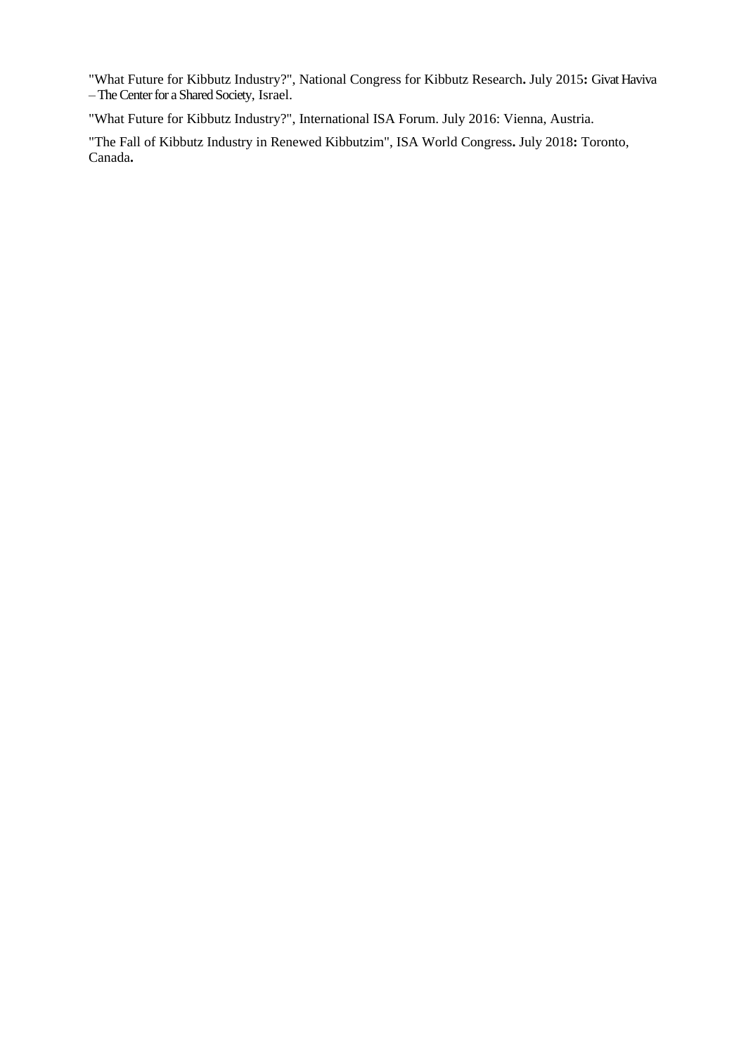"What Future for Kibbutz Industry?", National Congress for Kibbutz Research**.** July 2015**:** Givat Haviva – The Center for a Shared Society, Israel.

"What Future for Kibbutz Industry?", International ISA Forum. July 2016: Vienna, Austria.

"The Fall of Kibbutz Industry in Renewed Kibbutzim", ISA World Congress**.** July 2018**:** Toronto, Canada**.**